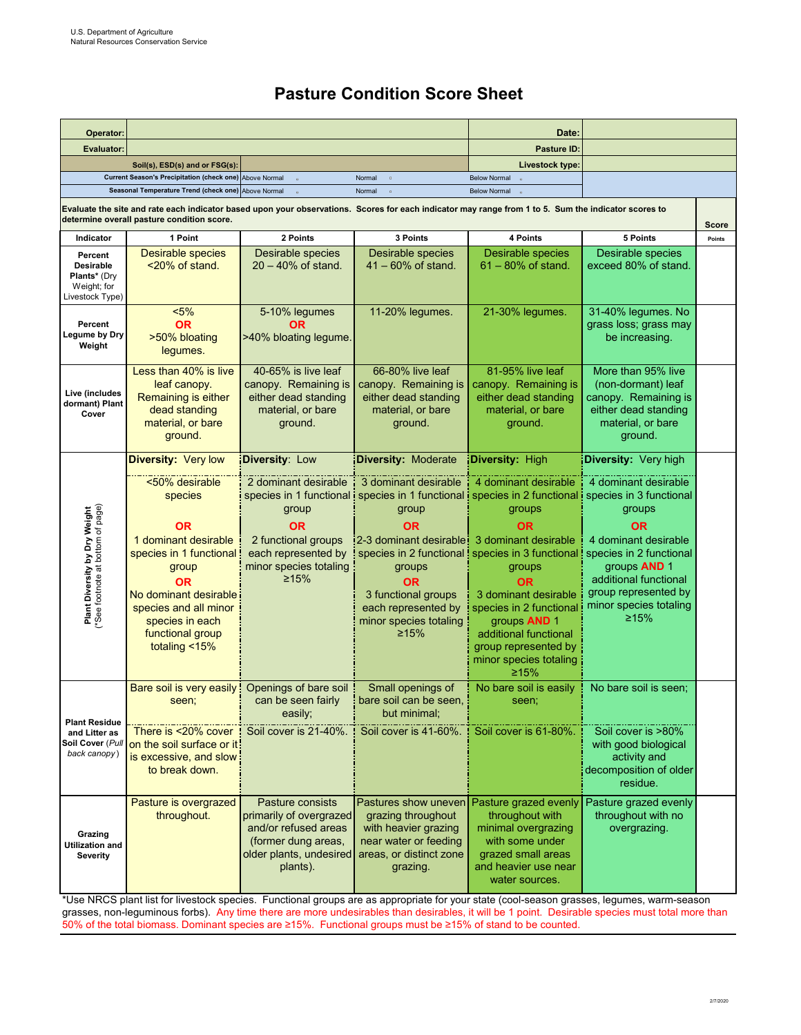U.S. Department of Agriculture
Natural Resources Conservation Service

# Pasture Condition Score Sheet

| | | | |
|---|---|---|---|
| **Operator:** | | **Date:** | |
| **Evaluator:** | | **Pasture ID:** | |
| **Soil(s), ESD(s) and or FSG(s):** | | **Livestock type:** | |
| **Current Season's Precipitation (check one)** | Above Normal ☐ Normal ☐ Below Normal ☐ | | |
| **Seasonal Temperature Trend (check one)** | Above Normal ☐ Normal ☐ Below Normal ☐ | | |

**Evaluate the site and rate each indicator based upon your observations. Scores for each indicator may range from 1 to 5. Sum the indicator scores to determine overall pasture condition score.**

| Indicator | 1 Point | 2 Points | 3 Points | 4 Points | 5 Points | Score Points |
|---|---|---|---|---|---|---|
| **Percent Desirable Plants*** (Dry Weight; for Livestock Type) | Desirable species <20% of stand. | Desirable species 20 – 40% of stand. | Desirable species 41 – 60% of stand. | Desirable species 61 – 80% of stand. | Desirable species exceed 80% of stand. | |
| **Percent Legume by Dry Weight** | <5% **OR** >50% bloating legumes. | 5-10% legumes **OR** >40% bloating legume. | 11-20% legumes. | 21-30% legumes. | 31-40% legumes. No grass loss; grass may be increasing. | |
| **Live (includes dormant) Plant Cover** | Less than 40% is live leaf canopy. Remaining is either dead standing material, or bare ground. | 40-65% is live leaf canopy. Remaining is either dead standing material, or bare ground. | 66-80% live leaf canopy. Remaining is either dead standing material, or bare ground. | 81-95% live leaf canopy. Remaining is either dead standing material, or bare ground. | More than 95% live (non-dormant) leaf canopy. Remaining is either dead standing material, or bare ground. | |
| **Plant Diversity by Dry Weight** (*See footnote at bottom of page) | **Diversity:** Very low<br><br><50% desirable species **OR** 1 dominant desirable species in 1 functional group **OR** No dominant desirable species and all minor species in each functional group totaling <15% | **Diversity:** Low<br><br>2 dominant desirable species in 1 functional group **OR** 2 functional groups each represented by minor species totaling ≥15% | **Diversity:** Moderate<br><br>3 dominant desirable species in 1 functional group **OR** 2-3 dominant desirable species in 2 functional groups **OR** 3 functional groups each represented by minor species totaling ≥15% | **Diversity:** High<br><br>4 dominant desirable species in 2 functional groups **OR** 3 dominant desirable species in 3 functional groups **OR** 3 dominant desirable species in 2 functional groups **AND** 1 additional functional group represented by minor species totaling ≥15% | **Diversity:** Very high<br><br>4 dominant desirable species in 3 functional groups **OR** 4 dominant desirable species in 2 functional groups **AND** 1 additional functional group represented by minor species totaling ≥15% | |
| **Plant Residue and Litter as Soil Cover** (*Pull back canopy*) | Bare soil is very easily seen;<br><br>There is <20% cover on the soil surface or it is excessive, and slow to break down. | Openings of bare soil can be seen fairly easily;<br><br>Soil cover is 21-40%. | Small openings of bare soil can be seen, but minimal;<br><br>Soil cover is 41-60%. | No bare soil is easily seen;<br><br>Soil cover is 61-80%. | No bare soil is seen;<br><br>Soil cover is >80% with good biological activity and decomposition of older residue. | |
| **Grazing Utilization and Severity** | Pasture is overgrazed throughout. | Pasture consists primarily of overgrazed and/or refused areas (former dung areas, older plants, undesired plants). | Pastures show uneven grazing throughout with heavier grazing near water or feeding areas, or distinct zone grazing. | Pasture grazed evenly throughout with minimal overgrazing with some under grazed small areas and heavier use near water sources. | Pasture grazed evenly throughout with no overgrazing. | |

*Use NRCS plant list for livestock species. Functional groups are as appropriate for your state (cool-season grasses, legumes, warm-season grasses, non-leguminous forbs). Any time there are more undesirables than desirables, it will be 1 point. Desirable species must total more than 50% of the total biomass. Dominant species are ≥15%. Functional groups must be ≥15% of stand to be counted.

2/7/2020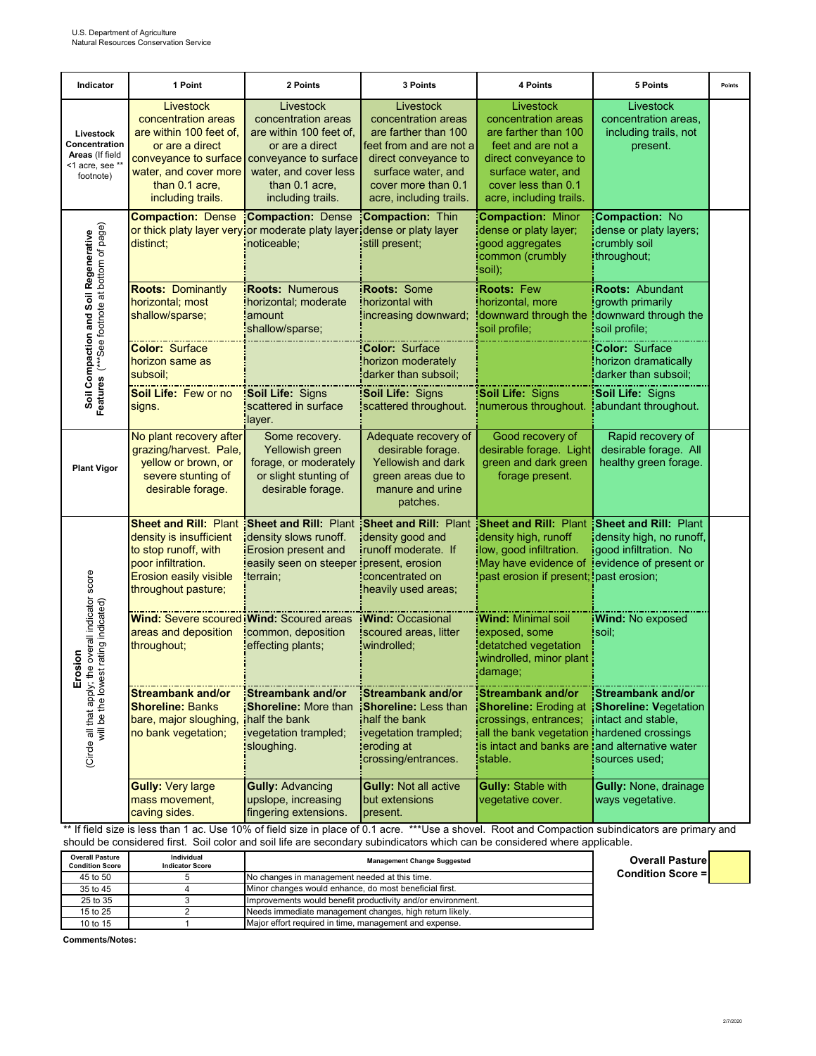U.S. Department of Agriculture
Natural Resources Conservation Service

| Indicator | 1 Point | 2 Points | 3 Points | 4 Points | 5 Points | Points |
|---|---|---|---|---|---|---|
| **Livestock Concentration Areas** (If field <1 acre, see ** footnote) | Livestock concentration areas are within 100 feet of, or are a direct conveyance to surface water, and cover more than 0.1 acre, including trails. | Livestock concentration areas are within 100 feet of, or are a direct conveyance to surface water, and cover less than 0.1 acre, including trails. | Livestock concentration areas are farther than 100 feet from and are not a direct conveyance to surface water, and cover more than 0.1 acre, including trails. | Livestock concentration areas are farther than 100 feet and are not a direct conveyance to surface water, and cover less than 0.1 acre, including trails. | Livestock concentration areas, including trails, not present. | |
| **Soil Compaction and Soil Regenerative Features** (***See footnote at bottom of page) | **Compaction:** Dense or thick platy layer very distinct; | **Compaction:** Dense or moderate platy layer noticeable; | **Compaction:** Thin dense or platy layer still present; | **Compaction:** Minor dense or platy layer; good aggregates common (crumbly soil); | **Compaction:** No dense or platy layers; crumbly soil throughout; | |
| | **Roots:** Dominantly horizontal; most shallow/sparse; | **Roots:** Numerous horizontal; moderate amount shallow/sparse; | **Roots:** Some horizontal with increasing downward; | **Roots:** Few horizontal, more downward through the soil profile; | **Roots:** Abundant growth primarily downward through the soil profile; | |
| | **Color:** Surface horizon same as subsoil; | | **Color:** Surface horizon moderately darker than subsoil; | | **Color:** Surface horizon dramatically darker than subsoil; | |
| | **Soil Life:** Few or no signs. | **Soil Life:** Signs scattered in surface layer. | **Soil Life:** Signs scattered throughout. | **Soil Life:** Signs numerous throughout. | **Soil Life:** Signs abundant throughout. | |
| **Plant Vigor** | No plant recovery after grazing/harvest. Pale, yellow or brown, or severe stunting of desirable forage. | Some recovery. Yellowish green forage, or moderately or slight stunting of desirable forage. | Adequate recovery of desirable forage. Yellowish and dark green areas due to manure and urine patches. | Good recovery of desirable forage. Light green and dark green forage present. | Rapid recovery of desirable forage. All healthy green forage. | |
| **Erosion** (Circle all that apply; the overall indicator score will be the lowest rating indicated) | **Sheet and Rill:** Plant density is insufficient to stop runoff, with poor infiltration. Erosion easily visible throughout pasture; | **Sheet and Rill:** Plant density slows runoff. Erosion present and easily seen on steeper terrain; | **Sheet and Rill:** Plant density good and runoff moderate. If present, erosion concentrated on heavily used areas; | **Sheet and Rill:** Plant density high, runoff low, good infiltration. May have evidence of past erosion if present; | **Sheet and Rill:** Plant density high, no runoff, good infiltration. No evidence of present or past erosion; | |
| | **Wind:** Severe scoured areas and deposition throughout; | **Wind:** Scoured areas common, deposition effecting plants; | **Wind:** Occasional scoured areas, litter windrolled; | **Wind:** Minimal soil exposed, some detatched vegetation windrolled, minor plant damage; | **Wind:** No exposed soil; | |
| | **Streambank and/or Shoreline:** Banks bare, major sloughing, no bank vegetation; | **Streambank and/or Shoreline:** More than half the bank vegetation trampled; sloughing. | **Streambank and/or Shoreline:** Less than half the bank vegetation trampled; eroding at crossing/entrances. | **Streambank and/or Shoreline:** Eroding at crossings, entrances; all the bank vegetation is intact and banks are stable. | **Streambank and/or Shoreline:** Vegetation intact and stable, hardened crossings and alternative water sources used; | |
| | **Gully:** Very large mass movement, caving sides. | **Gully:** Advancing upslope, increasing fingering extensions. | **Gully:** Not all active but extensions present. | **Gully:** Stable with vegetative cover. | **Gully:** None, drainage ways vegetative. | |

** If field size is less than 1 ac. Use 10% of field size in place of 0.1 acre. ***Use a shovel. Root and Compaction subindicators are primary and should be considered first. Soil color and soil life are secondary subindicators which can be considered where applicable.

| Overall Pasture Condition Score | Individual Indicator Score | Management Change Suggested |
|---|---|---|
| 45 to 50 | 5 | No changes in management needed at this time. |
| 35 to 45 | 4 | Minor changes would enhance, do most beneficial first. |
| 25 to 35 | 3 | Improvements would benefit productivity and/or environment. |
| 15 to 25 | 2 | Needs immediate management changes, high return likely. |
| 10 to 15 | 1 | Major effort required in time, management and expense. |

**Overall Pasture Condition Score =**

**Comments/Notes:**